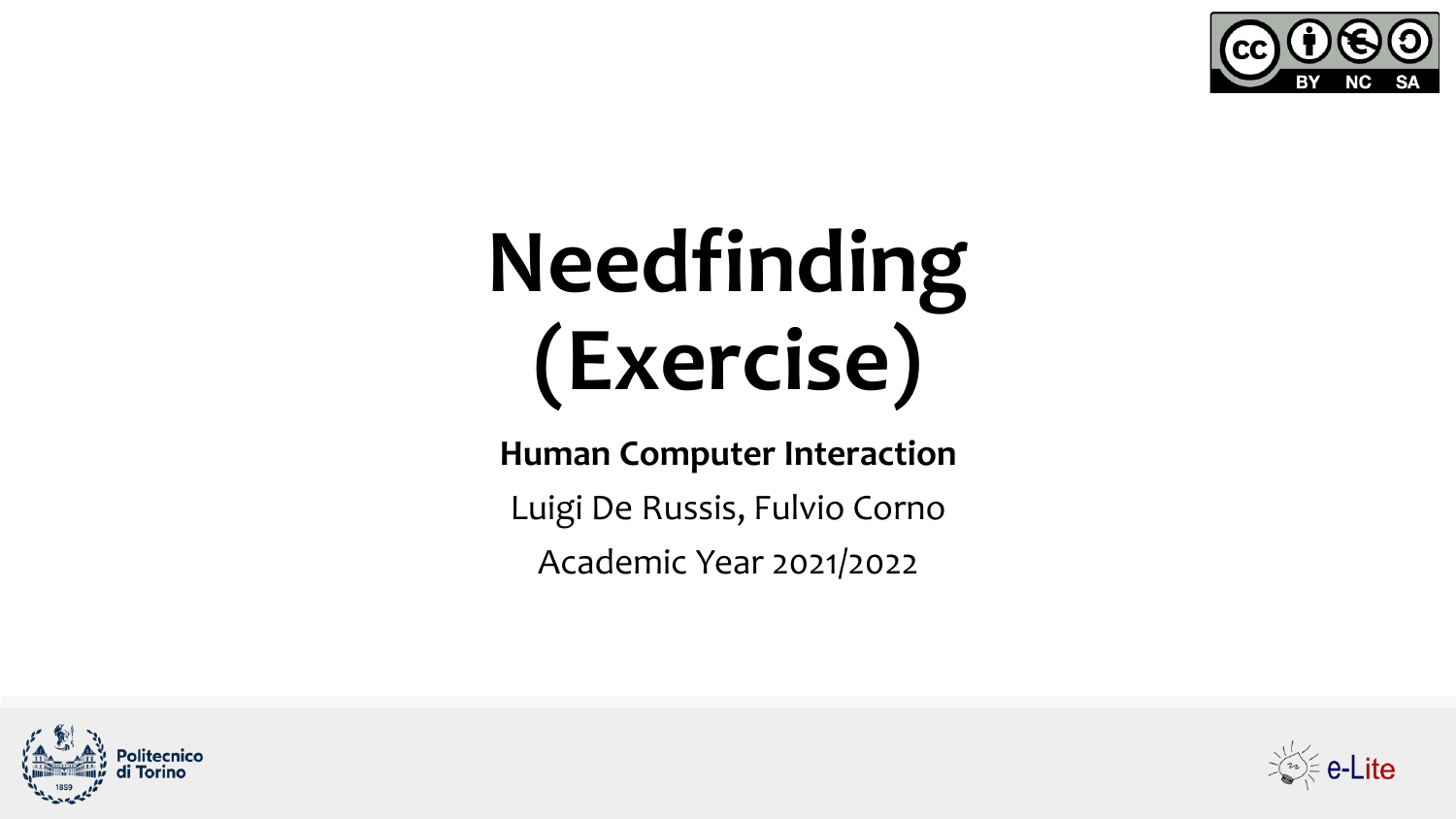# Needfinding (Exercise)

**Human Computer Interaction**

Luigi De Russis, Fulvio Corno

Academic Year 2021/2022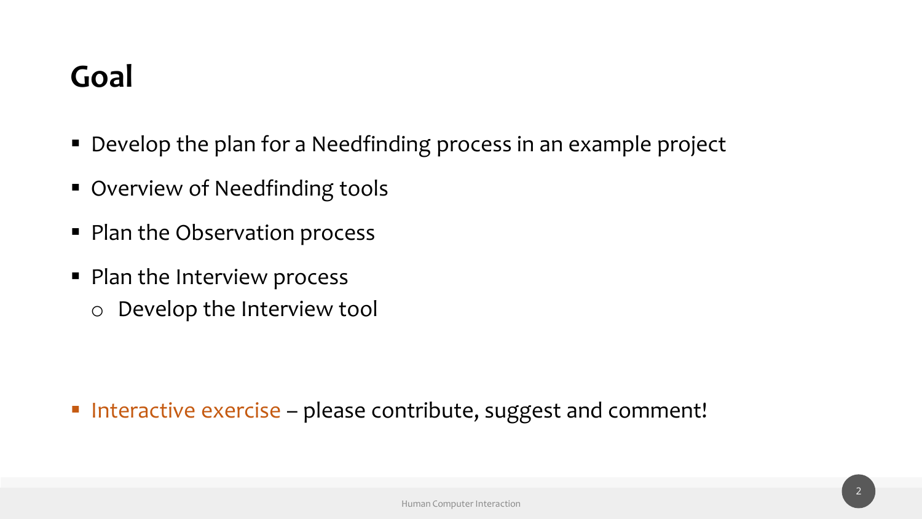# Goal

- Develop the plan for a Needfinding process in an example project
- Overview of Needfinding tools
- Plan the Observation process
- Plan the Interview process
  - Develop the Interview tool

- Interactive exercise – please contribute, suggest and comment!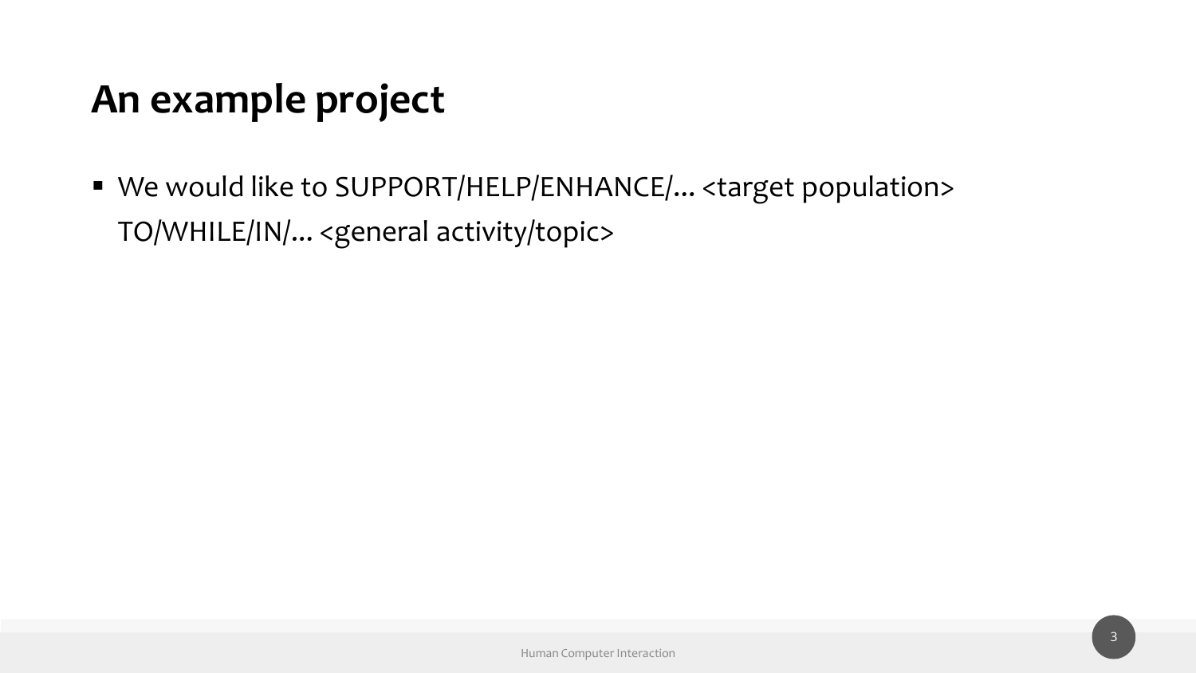# An example project

- We would like to SUPPORT/HELP/ENHANCE/... <target population> TO/WHILE/IN/... <general activity/topic>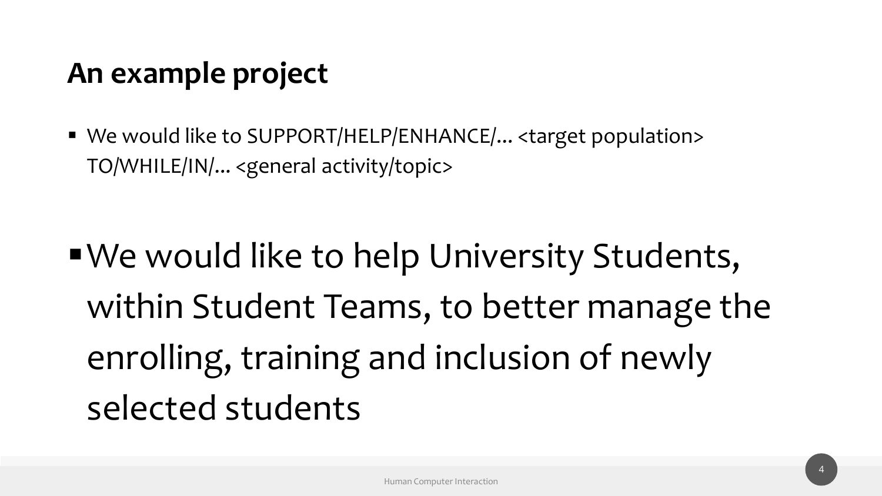## An example project

- We would like to SUPPORT/HELP/ENHANCE/... <target population> TO/WHILE/IN/... <general activity/topic>

- We would like to help University Students, within Student Teams, to better manage the enrolling, training and inclusion of newly selected students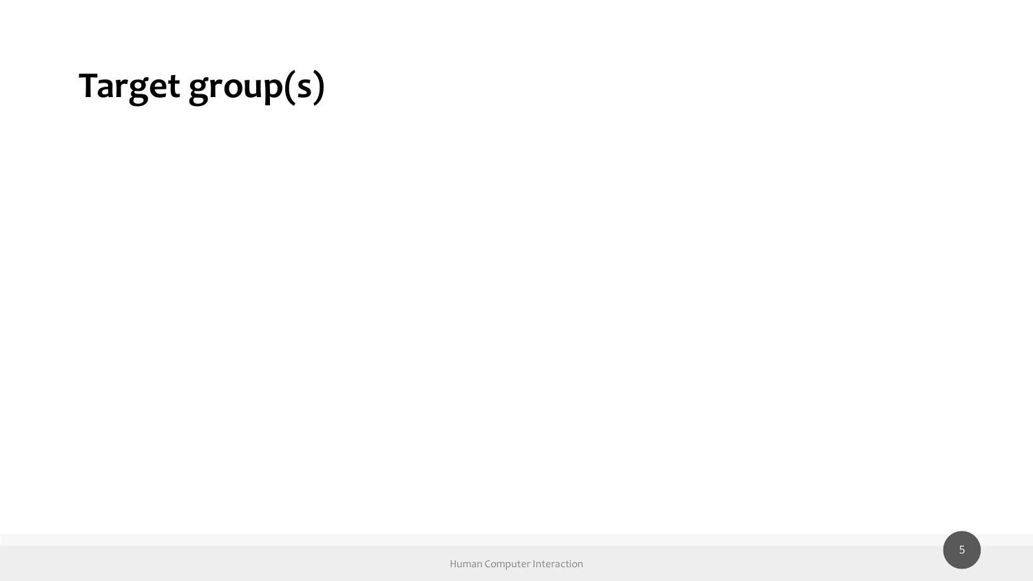# Target group(s)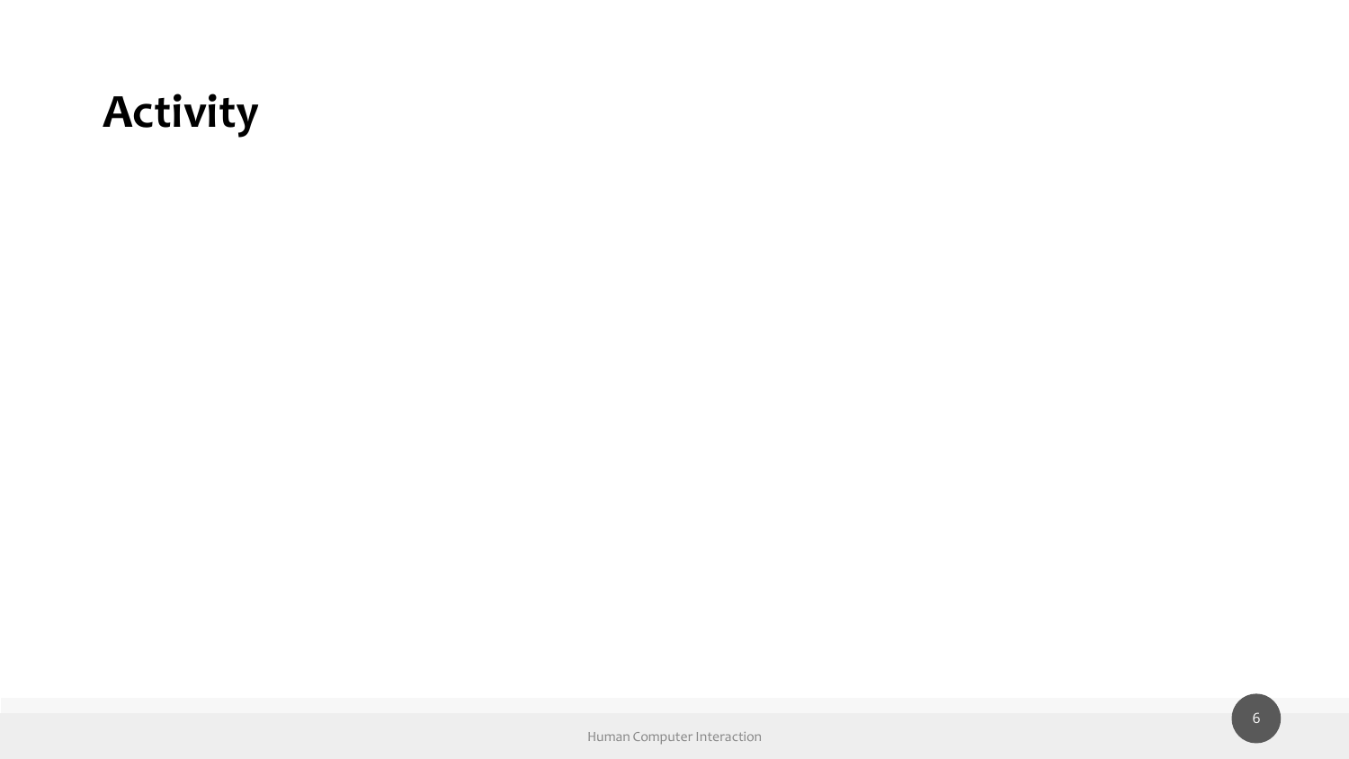# Activity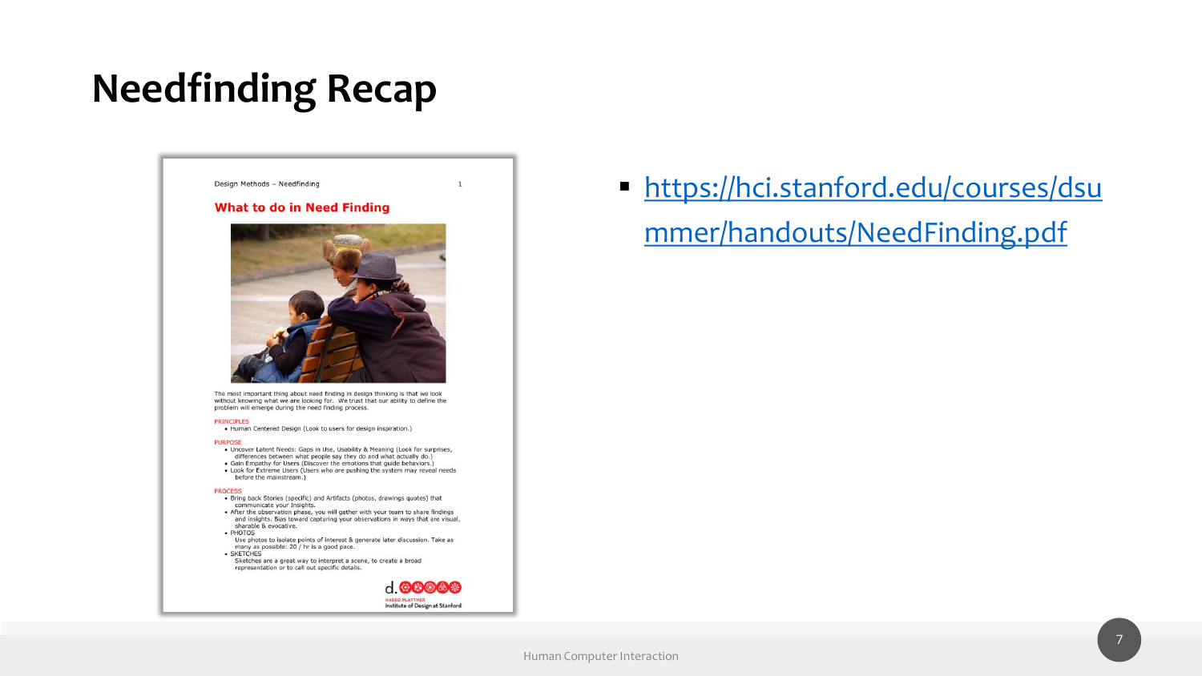# Needfinding Recap

Design Methods – Needfinding

**What to do in Need Finding**

The most important thing about need finding in design thinking is that we look without knowing what we are looking for. We trust that our ability to define the problem will emerge during the need finding process.

PRINCIPLES

- Human Centered Design (Look to users for design inspiration.)

PURPOSE

- Uncover Latent Needs: Gaps in Use, Usability & Meaning (Look for surprises, differences between what people say they do and what actually do.)
- Gain Empathy for Users (Discover the emotions that guide behaviors.)
- Look for Extreme Users (Users who are pushing the system may reveal needs before the mainstream.)

PROCESS

- Bring back Stories (specific) and Artifacts (photos, drawings quotes) that communicate your Insights.
- After the observation phase, you will gather with your team to share findings and insights. Bias toward capturing your observations in ways that are visual, sharable & evocative.
- PHOTOS
  Use photos to isolate points of interest & generate later discussion. Take as many as possible: 20 / hr is a good pace.
- SKETCHES
  Sketches are a great way to interpret a scene, to create a broad representation or to call out specific details.

d. HASSO PLATTNER Institute of Design at Stanford

- https://hci.stanford.edu/courses/dsummer/handouts/NeedFinding.pdf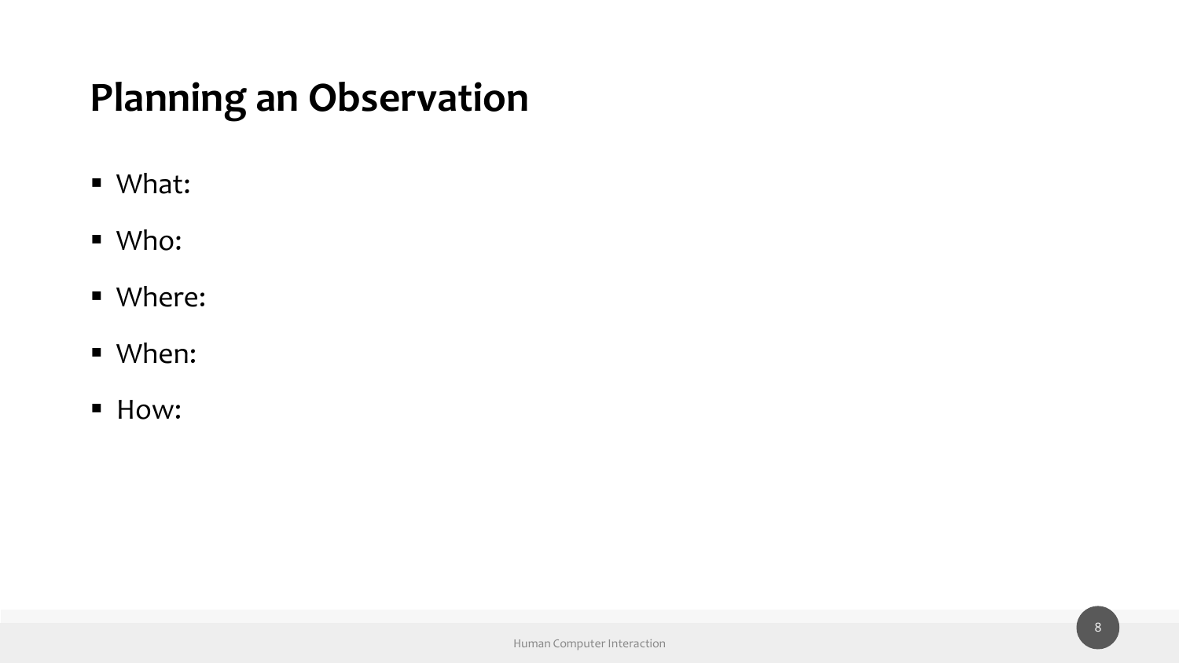# Planning an Observation

- What:
- Who:
- Where:
- When:
- How: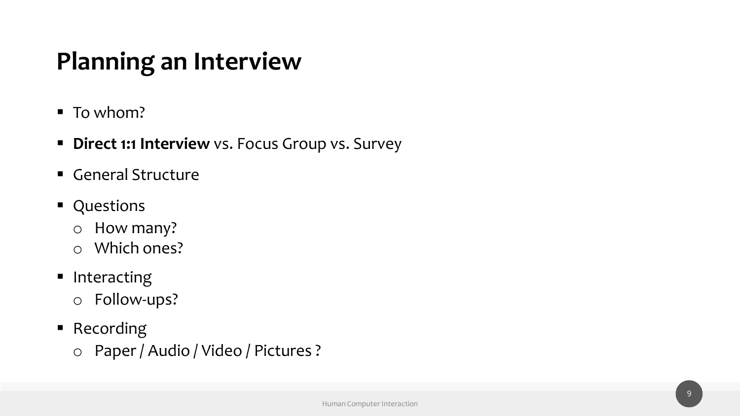# Planning an Interview

- To whom?
- **Direct 1:1 Interview** vs. Focus Group vs. Survey
- General Structure
- Questions
  - How many?
  - Which ones?
- Interacting
  - Follow-ups?
- Recording
  - Paper / Audio / Video / Pictures ?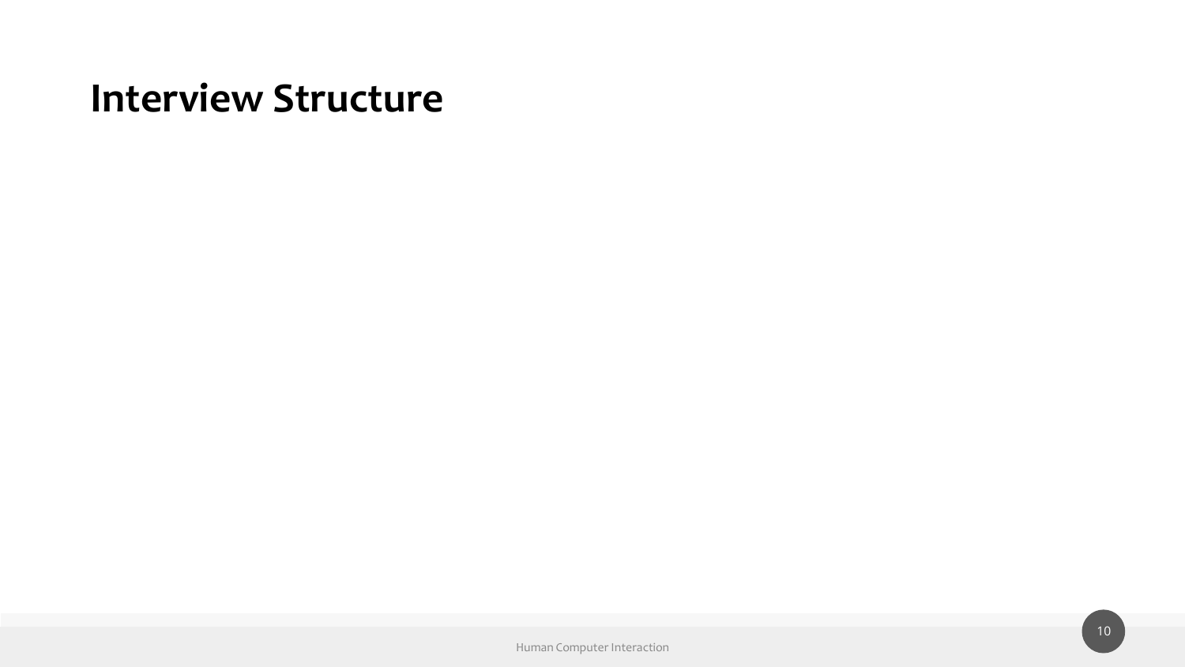# Interview Structure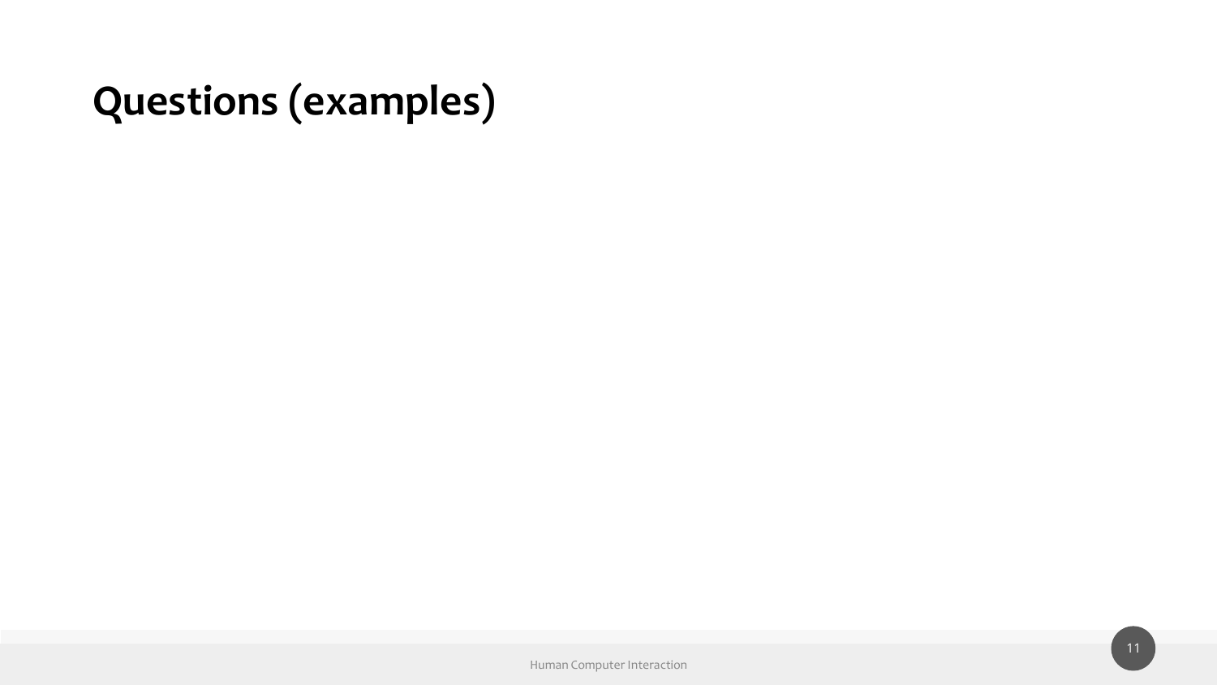# Questions (examples)